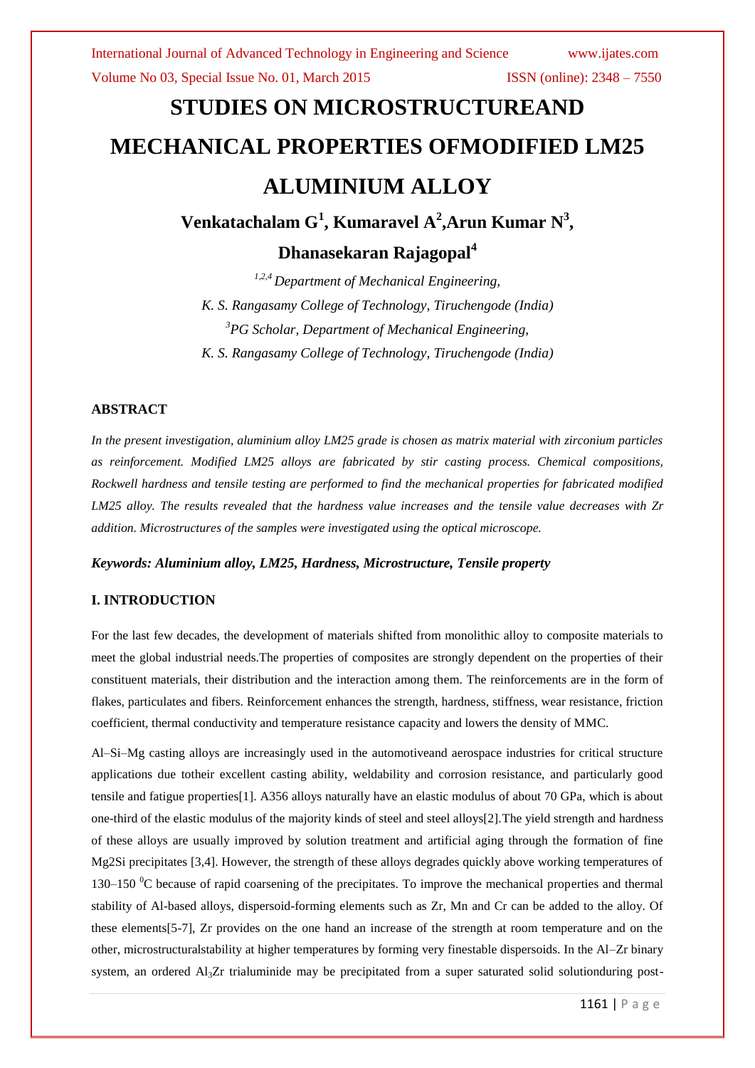# STUDIES ON MICROSTRUCTUREAND MECHANICAL PROPERTIES OFMODIFIED LM25 ALUMINIUM ALLOY

**Venkatachalam G[1], Kumaravel A[2],Arun Kumar N[3], Dhanasekaran Rajagopal[4]**

*[1,2,4] Department of Mechanical Engineering,*
*K. S. Rangasamy College of Technology, Tiruchengode (India)*
*[3]PG Scholar, Department of Mechanical Engineering,*
*K. S. Rangasamy College of Technology, Tiruchengode (India)*

## ABSTRACT

*In the present investigation, aluminium alloy LM25 grade is chosen as matrix material with zirconium particles as reinforcement. Modified LM25 alloys are fabricated by stir casting process. Chemical compositions, Rockwell hardness and tensile testing are performed to find the mechanical properties for fabricated modified LM25 alloy. The results revealed that the hardness value increases and the tensile value decreases with Zr addition. Microstructures of the samples were investigated using the optical microscope.*

***Keywords: Aluminium alloy, LM25, Hardness, Microstructure, Tensile property***

## I. INTRODUCTION

For the last few decades, the development of materials shifted from monolithic alloy to composite materials to meet the global industrial needs.The properties of composites are strongly dependent on the properties of their constituent materials, their distribution and the interaction among them. The reinforcements are in the form of flakes, particulates and fibers. Reinforcement enhances the strength, hardness, stiffness, wear resistance, friction coefficient, thermal conductivity and temperature resistance capacity and lowers the density of MMC.

Al–Si–Mg casting alloys are increasingly used in the automotiveand aerospace industries for critical structure applications due totheir excellent casting ability, weldability and corrosion resistance, and particularly good tensile and fatigue properties[1]. A356 alloys naturally have an elastic modulus of about 70 GPa, which is about one-third of the elastic modulus of the majority kinds of steel and steel alloys[2].The yield strength and hardness of these alloys are usually improved by solution treatment and artificial aging through the formation of fine Mg2Si precipitates [3,4]. However, the strength of these alloys degrades quickly above working temperatures of 130–150 $^0$C because of rapid coarsening of the precipitates. To improve the mechanical properties and thermal stability of Al-based alloys, dispersoid-forming elements such as Zr, Mn and Cr can be added to the alloy. Of these elements[5-7], Zr provides on the one hand an increase of the strength at room temperature and on the other, microstructuralstability at higher temperatures by forming very finestable dispersoids. In the Al–Zr binary system, an ordered $Al_3Zr$ trialuminide may be precipitated from a super saturated solid solutionduring post-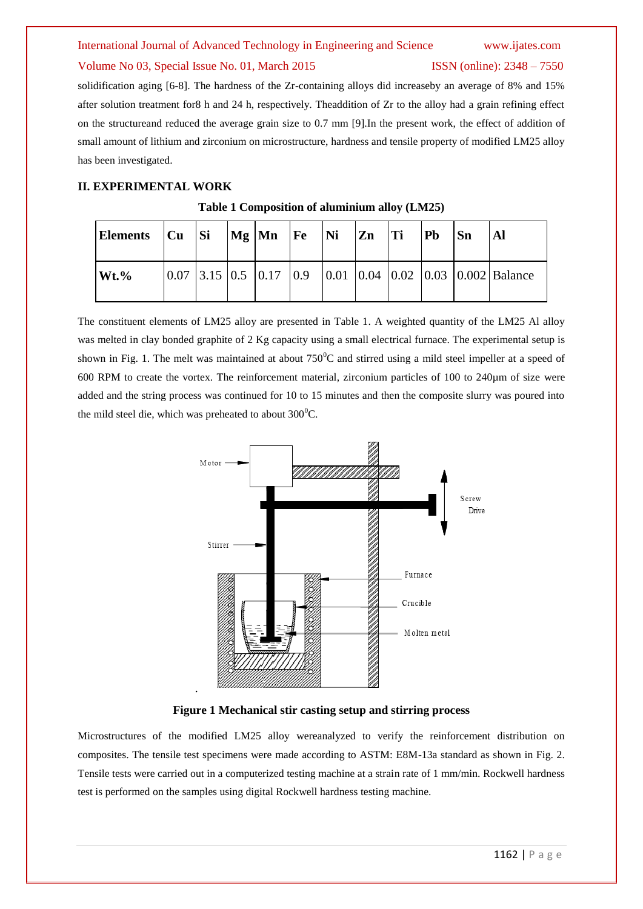solidification aging [6-8]. The hardness of the Zr-containing alloys did increaseby an average of 8% and 15% after solution treatment for8 h and 24 h, respectively. Theaddition of Zr to the alloy had a grain refining effect on the structureand reduced the average grain size to 0.7 mm [9].In the present work, the effect of addition of small amount of lithium and zirconium on microstructure, hardness and tensile property of modified LM25 alloy has been investigated.

## II. EXPERIMENTAL WORK

**Table 1 Composition of aluminium alloy (LM25)**

| **Elements** | **Cu** | **Si** | **Mg** | **Mn** | **Fe** | **Ni** | **Zn** | **Ti** | **Pb** | **Sn** | **Al** |
|---|---|---|---|---|---|---|---|---|---|---|---|
| **Wt.%** | 0.07 | 3.15 | 0.5 | 0.17 | 0.9 | 0.01 | 0.04 | 0.02 | 0.03 | 0.002 | Balance |

The constituent elements of LM25 alloy are presented in Table 1. A weighted quantity of the LM25 Al alloy was melted in clay bonded graphite of 2 Kg capacity using a small electrical furnace. The experimental setup is shown in Fig. 1. The melt was maintained at about 750$^0$C and stirred using a mild steel impeller at a speed of 600 RPM to create the vortex. The reinforcement material, zirconium particles of 100 to 240µm of size were added and the string process was continued for 10 to 15 minutes and then the composite slurry was poured into the mild steel die, which was preheated to about 300$^0$C.

**Figure 1 Mechanical stir casting setup and stirring process**

Microstructures of the modified LM25 alloy wereanalyzed to verify the reinforcement distribution on composites. The tensile test specimens were made according to ASTM: E8M-13a standard as shown in Fig. 2. Tensile tests were carried out in a computerized testing machine at a strain rate of 1 mm/min. Rockwell hardness test is performed on the samples using digital Rockwell hardness testing machine.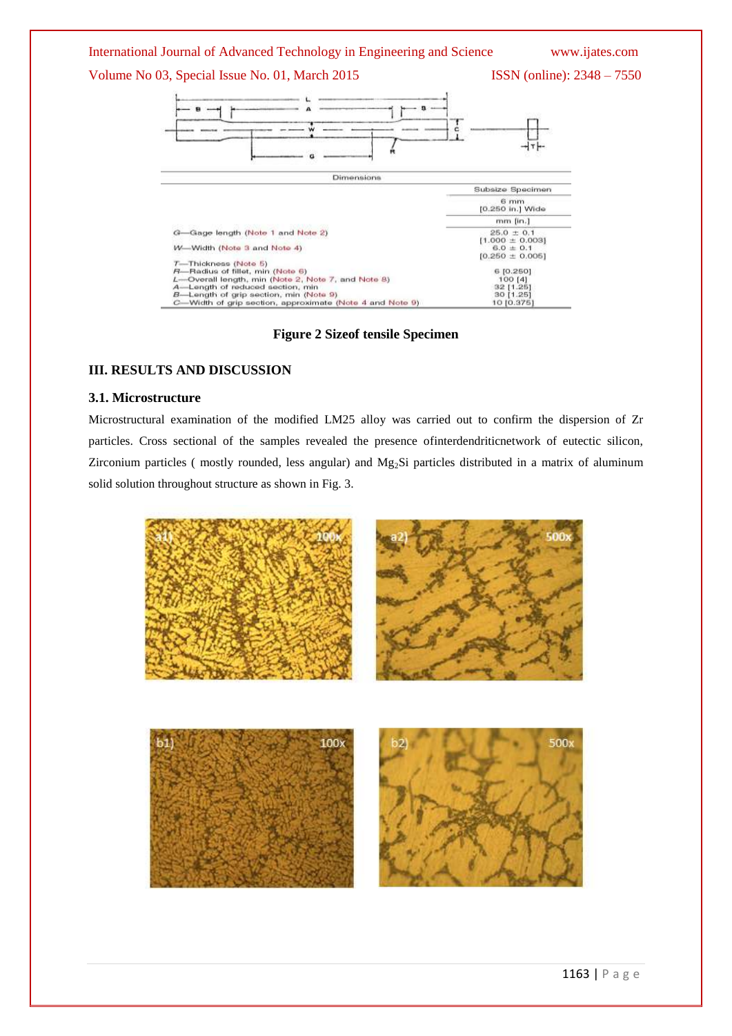| Dimensions | |
|---|---|
| | Subsize Specimen |
| | 6 mm [0.250 in.] Wide |
| | mm [in.] |
| G—Gage length (Note 1 and Note 2) | 25.0 ± 0.1 [1.000 ± 0.003] |
| W—Width (Note 3 and Note 4) | 6.0 ± 0.1 [0.250 ± 0.005] |
| T—Thickness (Note 5) | |
| R—Radius of fillet, min (Note 6) | 6 [0.250] |
| L—Overall length, min (Note 2, Note 7, and Note 8) | 100 [4] |
| A—Length of reduced section, min | 32 [1.25] |
| B—Length of grip section, min (Note 9) | 30 [1.25] |
| C—Width of grip section, approximate (Note 4 and Note 9) | 10 [0.375] |

**Figure 2 Sizeof tensile Specimen**

## III. RESULTS AND DISCUSSION

### 3.1. Microstructure

Microstructural examination of the modified LM25 alloy was carried out to confirm the dispersion of Zr particles. Cross sectional of the samples revealed the presence ofinterdendriticnetwork of eutectic silicon, Zirconium particles ( mostly rounded, less angular) and $Mg_2Si$ particles distributed in a matrix of aluminum solid solution throughout structure as shown in Fig. 3.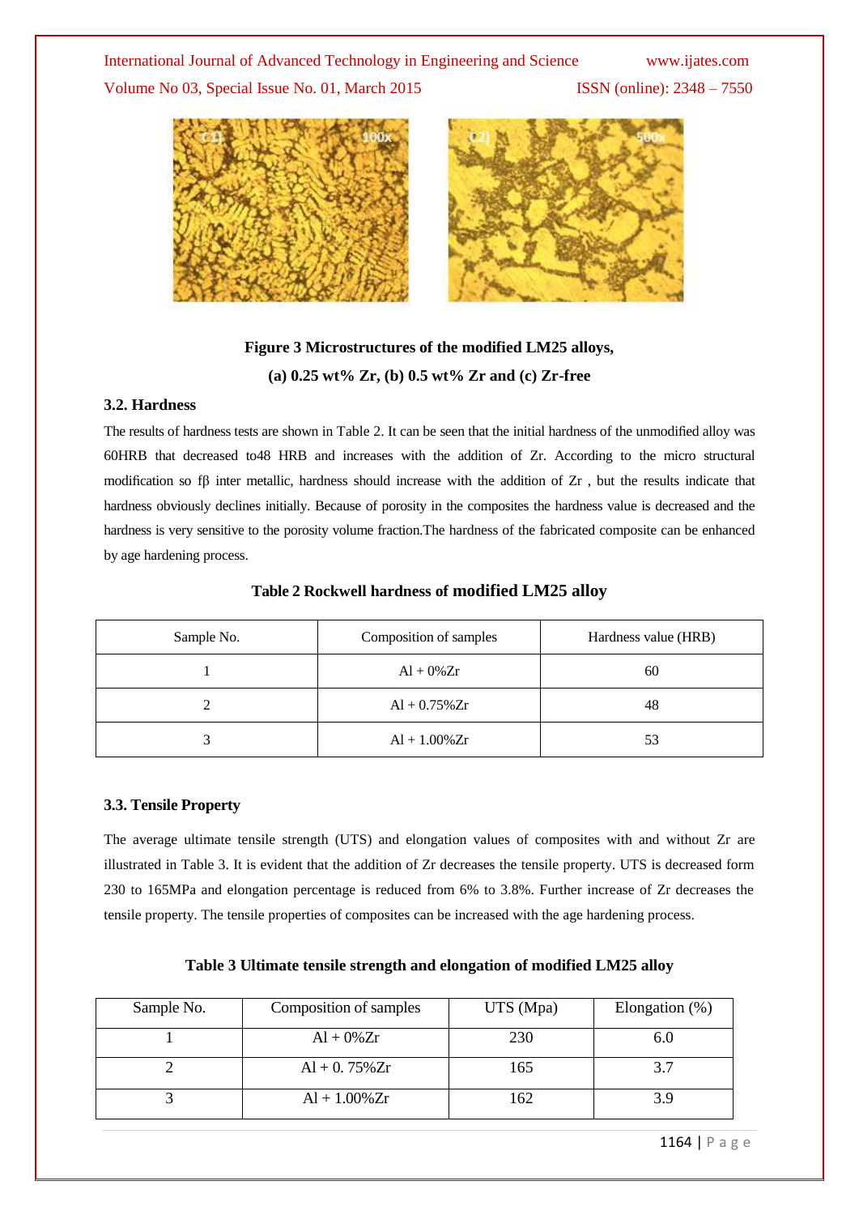**Figure 3 Microstructures of the modified LM25 alloys,**

**(a) 0.25 wt% Zr, (b) 0.5 wt% Zr and (c) Zr-free**

### 3.2. Hardness

The results of hardness tests are shown in Table 2. It can be seen that the initial hardness of the unmodified alloy was 60HRB that decreased to48 HRB and increases with the addition of Zr. According to the micro structural modification so fβ inter metallic, hardness should increase with the addition of Zr , but the results indicate that hardness obviously declines initially. Because of porosity in the composites the hardness value is decreased and the hardness is very sensitive to the porosity volume fraction.The hardness of the fabricated composite can be enhanced by age hardening process.

**Table 2 Rockwell hardness of modified LM25 alloy**

| Sample No. | Composition of samples | Hardness value (HRB) |
|---|---|---|
| 1 | Al + 0%Zr | 60 |
| 2 | Al + 0.75%Zr | 48 |
| 3 | Al + 1.00%Zr | 53 |

### 3.3. Tensile Property

The average ultimate tensile strength (UTS) and elongation values of composites with and without Zr are illustrated in Table 3. It is evident that the addition of Zr decreases the tensile property. UTS is decreased form 230 to 165MPa and elongation percentage is reduced from 6% to 3.8%. Further increase of Zr decreases the tensile property. The tensile properties of composites can be increased with the age hardening process.

**Table 3 Ultimate tensile strength and elongation of modified LM25 alloy**

| Sample No. | Composition of samples | UTS (Mpa) | Elongation (%) |
|---|---|---|---|
| 1 | Al + 0%Zr | 230 | 6.0 |
| 2 | Al + 0. 75%Zr | 165 | 3.7 |
| 3 | Al + 1.00%Zr | 162 | 3.9 |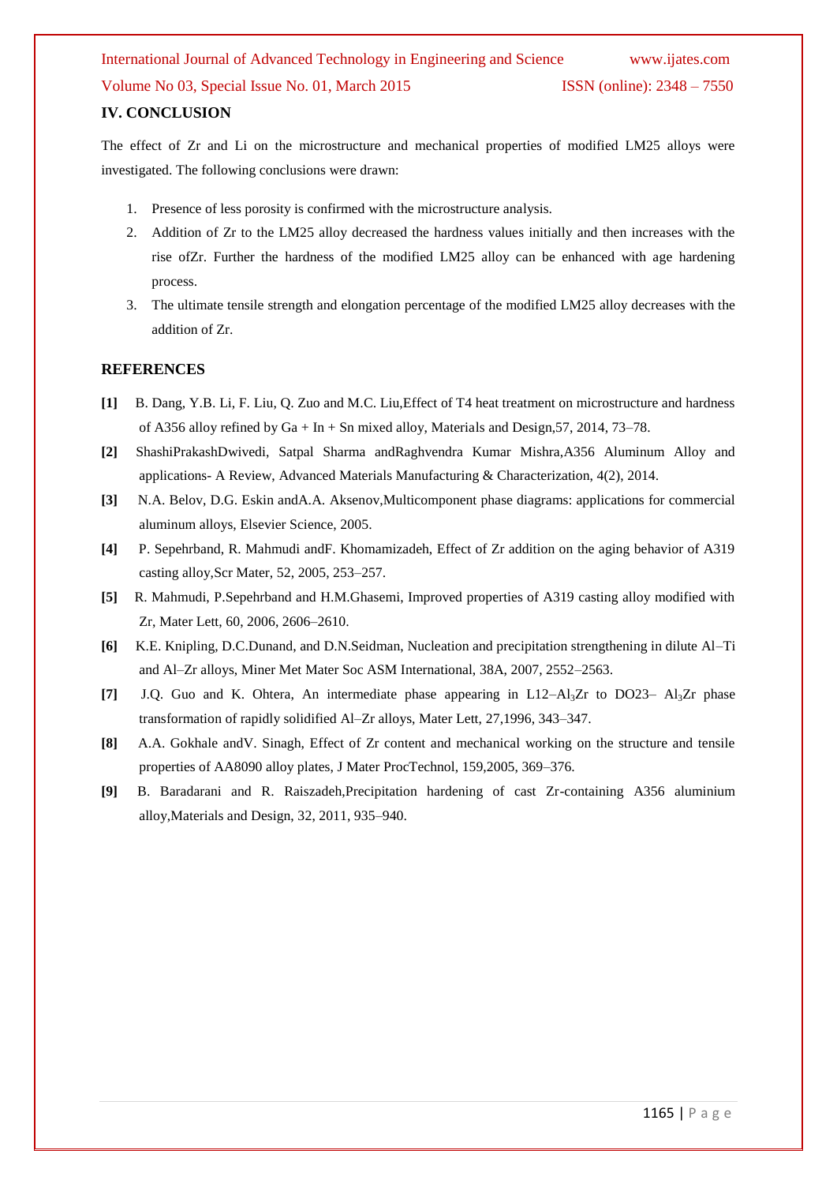## IV. CONCLUSION

The effect of Zr and Li on the microstructure and mechanical properties of modified LM25 alloys were investigated. The following conclusions were drawn:

1. Presence of less porosity is confirmed with the microstructure analysis.
2. Addition of Zr to the LM25 alloy decreased the hardness values initially and then increases with the rise ofZr. Further the hardness of the modified LM25 alloy can be enhanced with age hardening process.
3. The ultimate tensile strength and elongation percentage of the modified LM25 alloy decreases with the addition of Zr.

## REFERENCES

**[1]** B. Dang, Y.B. Li, F. Liu, Q. Zuo and M.C. Liu,Effect of T4 heat treatment on microstructure and hardness of A356 alloy refined by Ga + In + Sn mixed alloy, Materials and Design,57, 2014, 73–78.

**[2]** ShashiPrakashDwivedi, Satpal Sharma andRaghvendra Kumar Mishra,A356 Aluminum Alloy and applications- A Review, Advanced Materials Manufacturing & Characterization, 4(2), 2014.

**[3]** N.A. Belov, D.G. Eskin andA.A. Aksenov,Multicomponent phase diagrams: applications for commercial aluminum alloys, Elsevier Science, 2005.

**[4]** P. Sepehrband, R. Mahmudi andF. Khomamizadeh, Effect of Zr addition on the aging behavior of A319 casting alloy,Scr Mater, 52, 2005, 253–257.

**[5]** R. Mahmudi, P.Sepehrband and H.M.Ghasemi, Improved properties of A319 casting alloy modified with Zr, Mater Lett, 60, 2006, 2606–2610.

**[6]** K.E. Knipling, D.C.Dunand, and D.N.Seidman, Nucleation and precipitation strengthening in dilute Al–Ti and Al–Zr alloys, Miner Met Mater Soc ASM International, 38A, 2007, 2552–2563.

**[7]** J.Q. Guo and K. Ohtera, An intermediate phase appearing in L12–$Al_3Zr$ to DO23– $Al_3Zr$ phase transformation of rapidly solidified Al–Zr alloys, Mater Lett, 27,1996, 343–347.

**[8]** A.A. Gokhale andV. Sinagh, Effect of Zr content and mechanical working on the structure and tensile properties of AA8090 alloy plates, J Mater ProcTechnol, 159,2005, 369–376.

**[9]** B. Baradarani and R. Raiszadeh,Precipitation hardening of cast Zr-containing A356 aluminium alloy,Materials and Design, 32, 2011, 935–940.